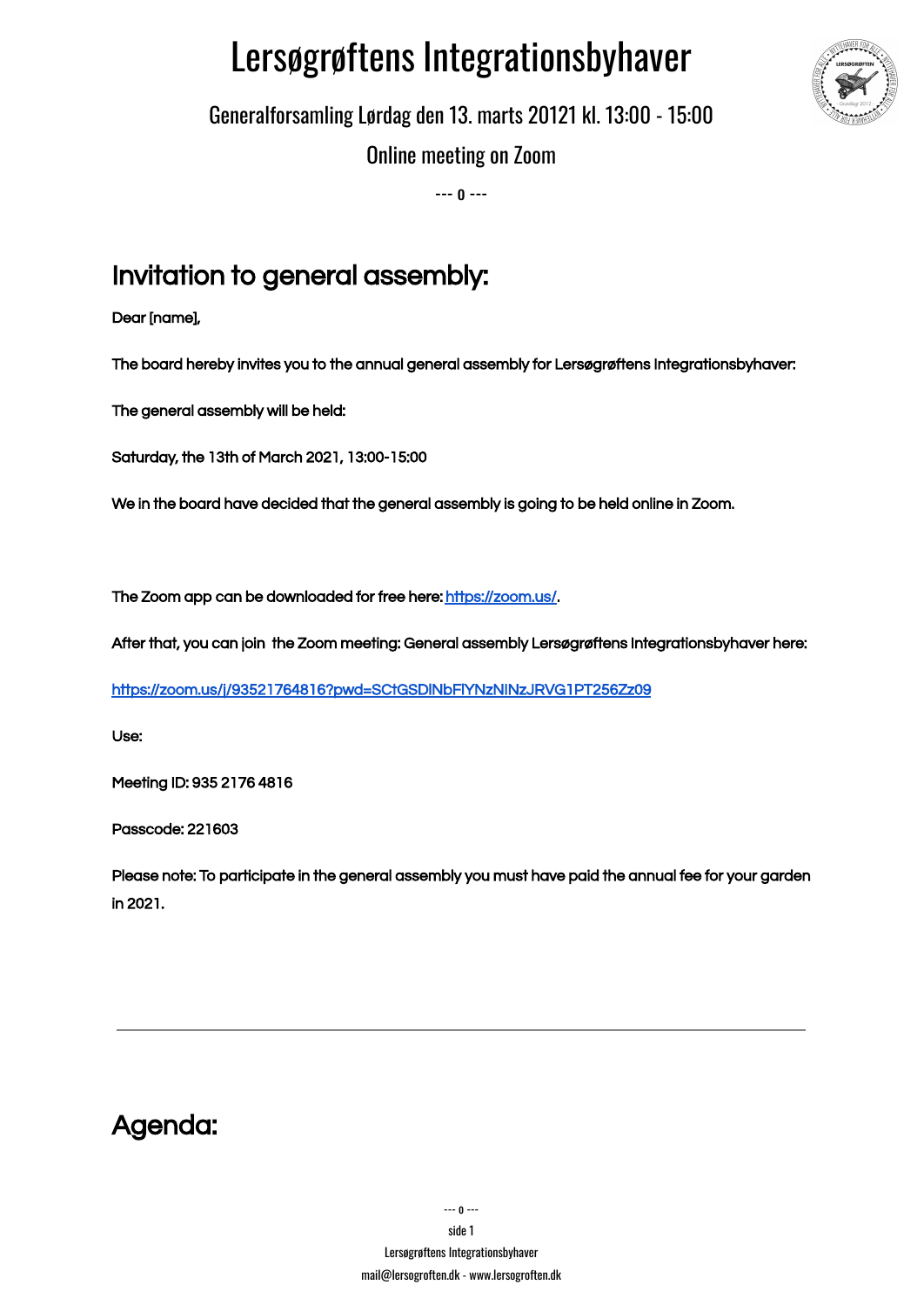# Lersøgrøftens Integrationsbyhaver

Generalforsamling Lørdag den 13. marts 20121 kl. 13:00 - 15:00

Online meeting on Zoom

--- 0 ---

## Invitation to general assembly:

Dear [name],

The board hereby invites you to the annual general assembly for Lersøgrøftens Integrationsbyhaver:

The general assembly will be held:

Saturday, the 13th of March 2021, 13:00-15:00

We in the board have decided that the general assembly is going to be held online in Zoom.

The Zoom app can be downloaded for free here: https://zoom.us/.

After that, you can join the Zoom meeting: General assembly Lersøgrøftens Integrationsbyhaver here:

https://zoom.us/j/93521764816?pwd=SCtGSDlNbFlYNzNlNzJRVG1PT256Zz09

Use:

Meeting ID: 935 2176 4816

Passcode: 221603

Please note: To participate in the general assembly you must have paid the annual fee for your garden in 2021.

---

## Agenda: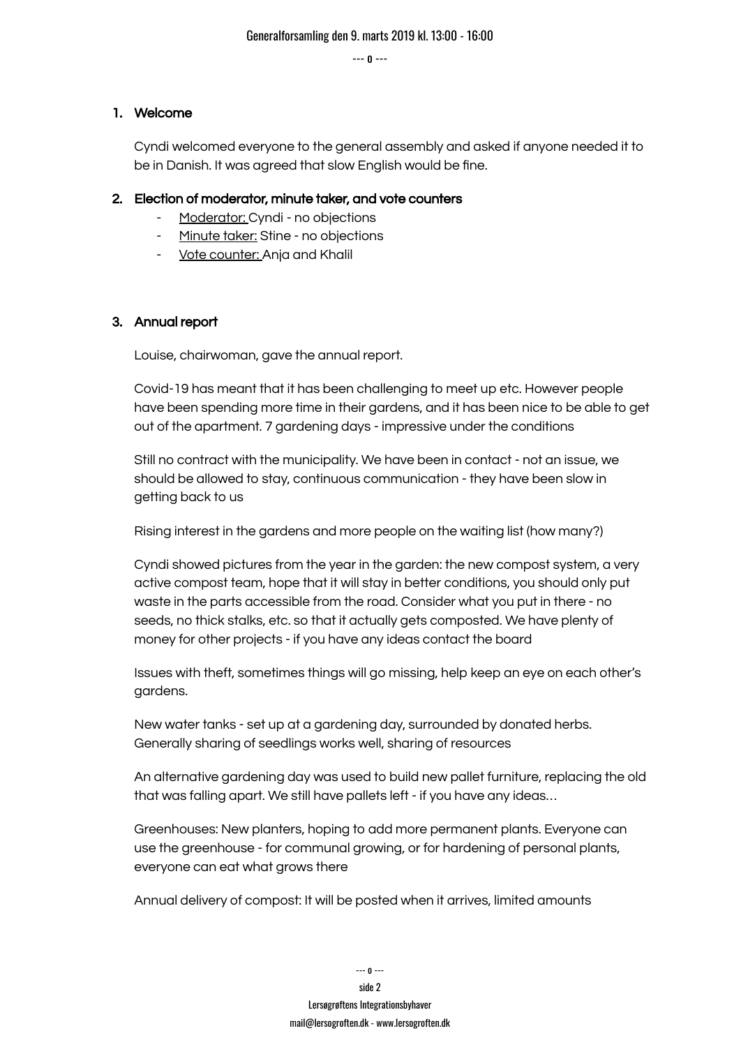1. **Welcome**

   Cyndi welcomed everyone to the general assembly and asked if anyone needed it to be in Danish. It was agreed that slow English would be fine.

2. **Election of moderator, minute taker, and vote counters**
   - Moderator: Cyndi - no objections
   - Minute taker: Stine - no objections
   - Vote counter: Anja and Khalil

3. **Annual report**

   Louise, chairwoman, gave the annual report.

   Covid-19 has meant that it has been challenging to meet up etc. However people have been spending more time in their gardens, and it has been nice to be able to get out of the apartment. 7 gardening days - impressive under the conditions

   Still no contract with the municipality. We have been in contact - not an issue, we should be allowed to stay, continuous communication - they have been slow in getting back to us

   Rising interest in the gardens and more people on the waiting list (how many?)

   Cyndi showed pictures from the year in the garden: the new compost system, a very active compost team, hope that it will stay in better conditions, you should only put waste in the parts accessible from the road. Consider what you put in there - no seeds, no thick stalks, etc. so that it actually gets composted. We have plenty of money for other projects - if you have any ideas contact the board

   Issues with theft, sometimes things will go missing, help keep an eye on each other's gardens.

   New water tanks - set up at a gardening day, surrounded by donated herbs. Generally sharing of seedlings works well, sharing of resources

   An alternative gardening day was used to build new pallet furniture, replacing the old that was falling apart. We still have pallets left - if you have any ideas…

   Greenhouses: New planters, hoping to add more permanent plants. Everyone can use the greenhouse - for communal growing, or for hardening of personal plants, everyone can eat what grows there

   Annual delivery of compost: It will be posted when it arrives, limited amounts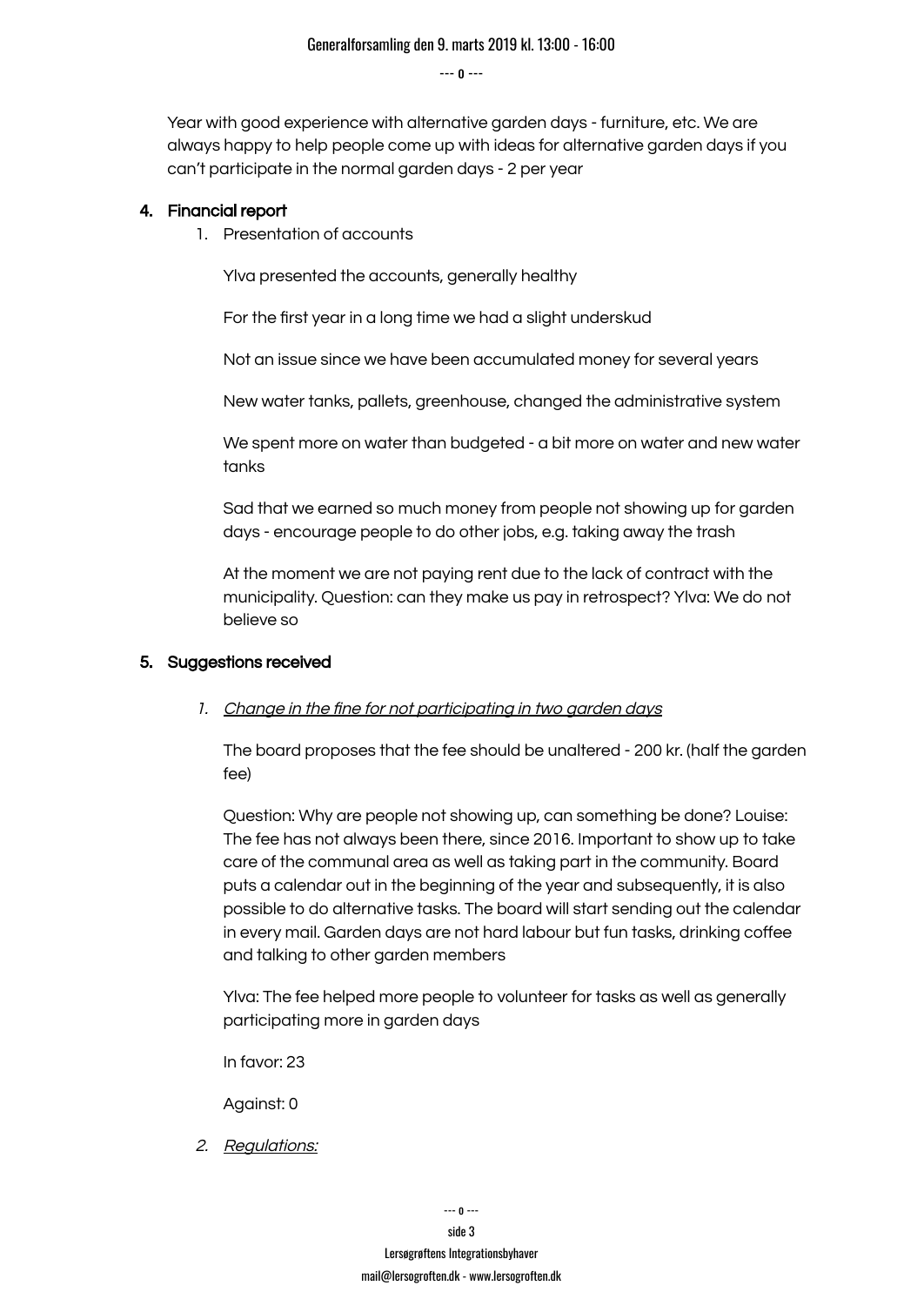Year with good experience with alternative garden days - furniture, etc. We are always happy to help people come up with ideas for alternative garden days if you can't participate in the normal garden days - 2 per year

4. **Financial report**
    1. Presentation of accounts

        Ylva presented the accounts, generally healthy

        For the first year in a long time we had a slight underskud

        Not an issue since we have been accumulated money for several years

        New water tanks, pallets, greenhouse, changed the administrative system

        We spent more on water than budgeted - a bit more on water and new water tanks

        Sad that we earned so much money from people not showing up for garden days - encourage people to do other jobs, e.g. taking away the trash

        At the moment we are not paying rent due to the lack of contract with the municipality. Question: can they make us pay in retrospect? Ylva: We do not believe so

5. **Suggestions received**
    1. *Change in the fine for not participating in two garden days*

        The board proposes that the fee should be unaltered - 200 kr. (half the garden fee)

        Question: Why are people not showing up, can something be done? Louise: The fee has not always been there, since 2016. Important to show up to take care of the communal area as well as taking part in the community. Board puts a calendar out in the beginning of the year and subsequently, it is also possible to do alternative tasks. The board will start sending out the calendar in every mail. Garden days are not hard labour but fun tasks, drinking coffee and talking to other garden members

        Ylva: The fee helped more people to volunteer for tasks as well as generally participating more in garden days

        In favor: 23

        Against: 0

    2. *Regulations:*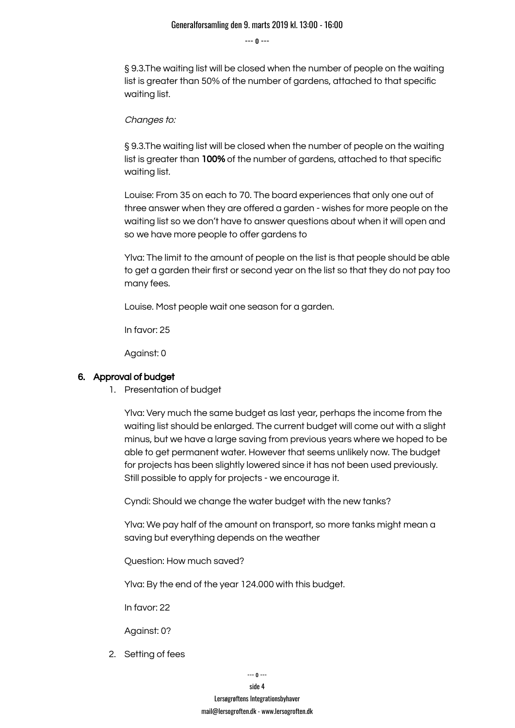§ 9.3.The waiting list will be closed when the number of people on the waiting list is greater than 50% of the number of gardens, attached to that specific waiting list.

*Changes to:*

§ 9.3.The waiting list will be closed when the number of people on the waiting list is greater than **100%** of the number of gardens, attached to that specific waiting list.

Louise: From 35 on each to 70. The board experiences that only one out of three answer when they are offered a garden - wishes for more people on the waiting list so we don't have to answer questions about when it will open and so we have more people to offer gardens to

Ylva: The limit to the amount of people on the list is that people should be able to get a garden their first or second year on the list so that they do not pay too many fees.

Louise. Most people wait one season for a garden.

In favor: 25

Against: 0

## 6. Approval of budget

1. Presentation of budget

   Ylva: Very much the same budget as last year, perhaps the income from the waiting list should be enlarged. The current budget will come out with a slight minus, but we have a large saving from previous years where we hoped to be able to get permanent water. However that seems unlikely now. The budget for projects has been slightly lowered since it has not been used previously. Still possible to apply for projects - we encourage it.

   Cyndi: Should we change the water budget with the new tanks?

   Ylva: We pay half of the amount on transport, so more tanks might mean a saving but everything depends on the weather

   Question: How much saved?

   Ylva: By the end of the year 124.000 with this budget.

   In favor: 22

   Against: 0?

2. Setting of fees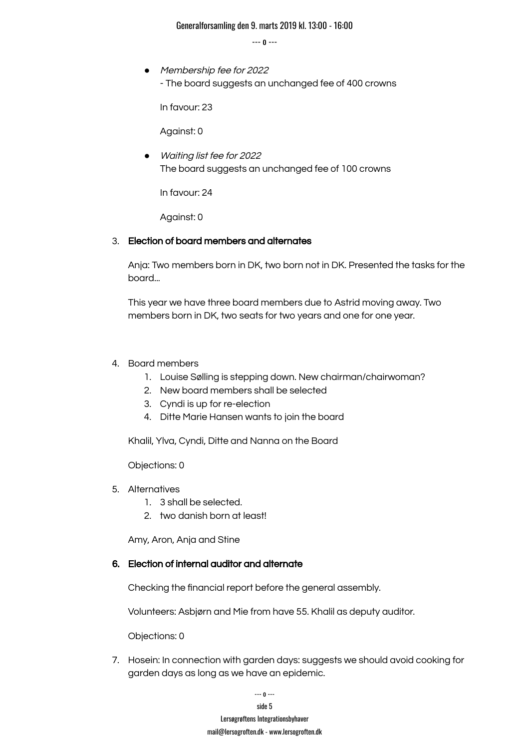- *Membership fee for 2022*
  - The board suggests an unchanged fee of 400 crowns

  In favour: 23

  Against: 0

- *Waiting list fee for 2022*
  The board suggests an unchanged fee of 100 crowns

  In favour: 24

  Against: 0

3. **Election of board members and alternates**

   Anja: Two members born in DK, two born not in DK. Presented the tasks for the board...

   This year we have three board members due to Astrid moving away. Two members born in DK, two seats for two years and one for one year.

4. Board members
   1. Louise Sølling is stepping down. New chairman/chairwoman?
   2. New board members shall be selected
   3. Cyndi is up for re-election
   4. Ditte Marie Hansen wants to join the board

   Khalil, Ylva, Cyndi, Ditte and Nanna on the Board

   Objections: 0

5. Alternatives
   1. 3 shall be selected.
   2. two danish born at least!

   Amy, Aron, Anja and Stine

6. **Election of internal auditor and alternate**

   Checking the financial report before the general assembly.

   Volunteers: Asbjørn and Mie from have 55. Khalil as deputy auditor.

   Objections: 0

7. Hosein: In connection with garden days: suggests we should avoid cooking for garden days as long as we have an epidemic.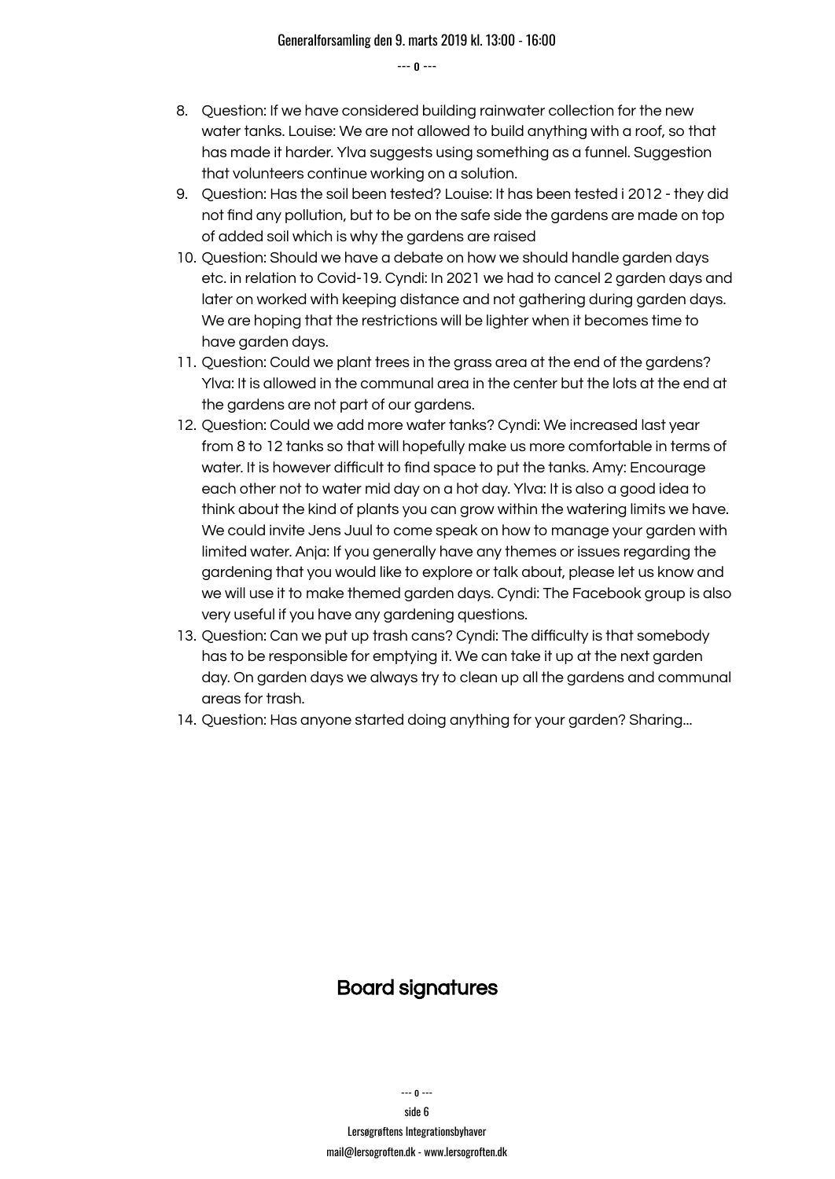8. Question: If we have considered building rainwater collection for the new water tanks. Louise: We are not allowed to build anything with a roof, so that has made it harder. Ylva suggests using something as a funnel. Suggestion that volunteers continue working on a solution.
9. Question: Has the soil been tested? Louise: It has been tested i 2012 - they did not find any pollution, but to be on the safe side the gardens are made on top of added soil which is why the gardens are raised
10. Question: Should we have a debate on how we should handle garden days etc. in relation to Covid-19. Cyndi: In 2021 we had to cancel 2 garden days and later on worked with keeping distance and not gathering during garden days. We are hoping that the restrictions will be lighter when it becomes time to have garden days.
11. Question: Could we plant trees in the grass area at the end of the gardens? Ylva: It is allowed in the communal area in the center but the lots at the end at the gardens are not part of our gardens.
12. Question: Could we add more water tanks? Cyndi: We increased last year from 8 to 12 tanks so that will hopefully make us more comfortable in terms of water. It is however difficult to find space to put the tanks. Amy: Encourage each other not to water mid day on a hot day. Ylva: It is also a good idea to think about the kind of plants you can grow within the watering limits we have. We could invite Jens Juul to come speak on how to manage your garden with limited water. Anja: If you generally have any themes or issues regarding the gardening that you would like to explore or talk about, please let us know and we will use it to make themed garden days. Cyndi: The Facebook group is also very useful if you have any gardening questions.
13. Question: Can we put up trash cans? Cyndi: The difficulty is that somebody has to be responsible for emptying it. We can take it up at the next garden day. On garden days we always try to clean up all the gardens and communal areas for trash.
14. Question: Has anyone started doing anything for your garden? Sharing…

## Board signatures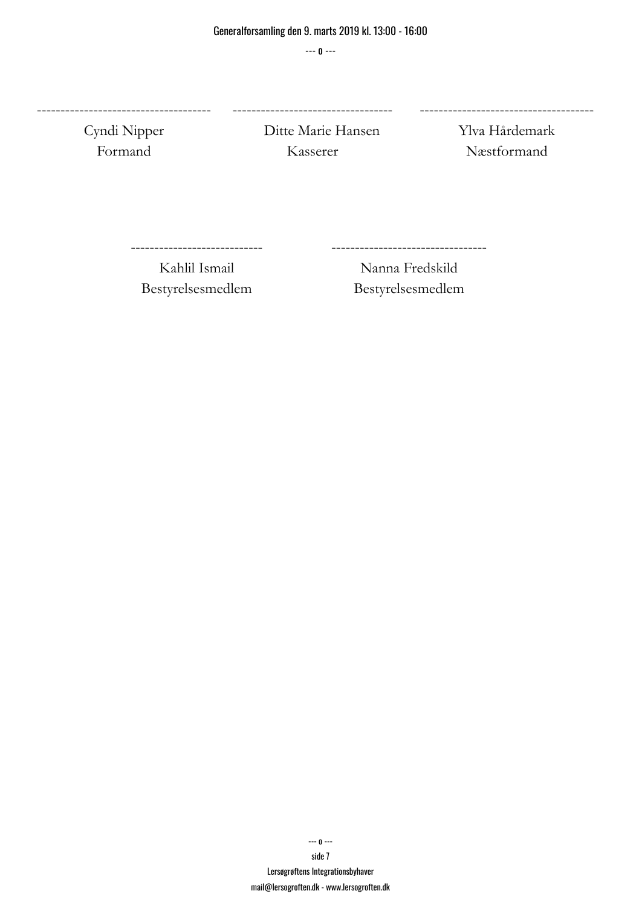------------------------------------ ---------------------------------- ------------------------------------

Cyndi Nipper
Formand

Ditte Marie Hansen
Kasserer

Ylva Hårdemark
Næstformand

---------------------------- ---------------------------------

Kahlil Ismail
Bestyrelsesmedlem

Nanna Fredskild
Bestyrelsesmedlem